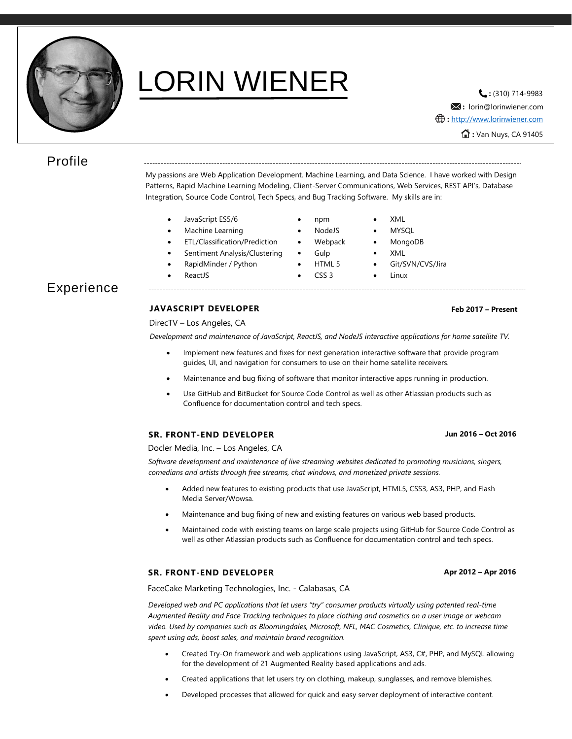# LORIN WIENER

: (310) 714-9983
: lorin@lorinwiener.com
: http://www.lorinwiener.com
: Van Nuys, CA 91405

## Profile

My passions are Web Application Development. Machine Learning, and Data Science. I have worked with Design Patterns, Rapid Machine Learning Modeling, Client-Server Communications, Web Services, REST API's, Database Integration, Source Code Control, Tech Specs, and Bug Tracking Software. My skills are in:

- JavaScript ES5/6
- Machine Learning
- ETL/Classification/Prediction
- Sentiment Analysis/Clustering
- RapidMinder / Python
- ReactJS
- npm
- NodeJS
- Webpack
- Gulp
- HTML 5
- CSS 3
- XML
- MYSQL
- MongoDB
- XML
- Git/SVN/CVS/Jira
- Linux

## Experience

### JAVASCRIPT DEVELOPER

**Feb 2017 – Present**

DirecTV – Los Angeles, CA

*Development and maintenance of JavaScript, ReactJS, and NodeJS interactive applications for home satellite TV.*

- Implement new features and fixes for next generation interactive software that provide program guides, UI, and navigation for consumers to use on their home satellite receivers.
- Maintenance and bug fixing of software that monitor interactive apps running in production.
- Use GitHub and BitBucket for Source Code Control as well as other Atlassian products such as Confluence for documentation control and tech specs.

### SR. FRONT-END DEVELOPER

**Jun 2016 – Oct 2016**

Docler Media, Inc. – Los Angeles, CA

*Software development and maintenance of live streaming websites dedicated to promoting musicians, singers, comedians and artists through free streams, chat windows, and monetized private sessions.*

- Added new features to existing products that use JavaScript, HTML5, CSS3, AS3, PHP, and Flash Media Server/Wowsa.
- Maintenance and bug fixing of new and existing features on various web based products.
- Maintained code with existing teams on large scale projects using GitHub for Source Code Control as well as other Atlassian products such as Confluence for documentation control and tech specs.

### SR. FRONT-END DEVELOPER

**Apr 2012 – Apr 2016**

FaceCake Marketing Technologies, Inc. - Calabasas, CA

*Developed web and PC applications that let users "try" consumer products virtually using patented real-time Augmented Reality and Face Tracking techniques to place clothing and cosmetics on a user image or webcam video. Used by companies such as Bloomingdales, Microsoft, NFL, MAC Cosmetics, Clinique, etc. to increase time spent using ads, boost sales, and maintain brand recognition.*

- Created Try-On framework and web applications using JavaScript, AS3, C#, PHP, and MySQL allowing for the development of 21 Augmented Reality based applications and ads.
- Created applications that let users try on clothing, makeup, sunglasses, and remove blemishes.
- Developed processes that allowed for quick and easy server deployment of interactive content.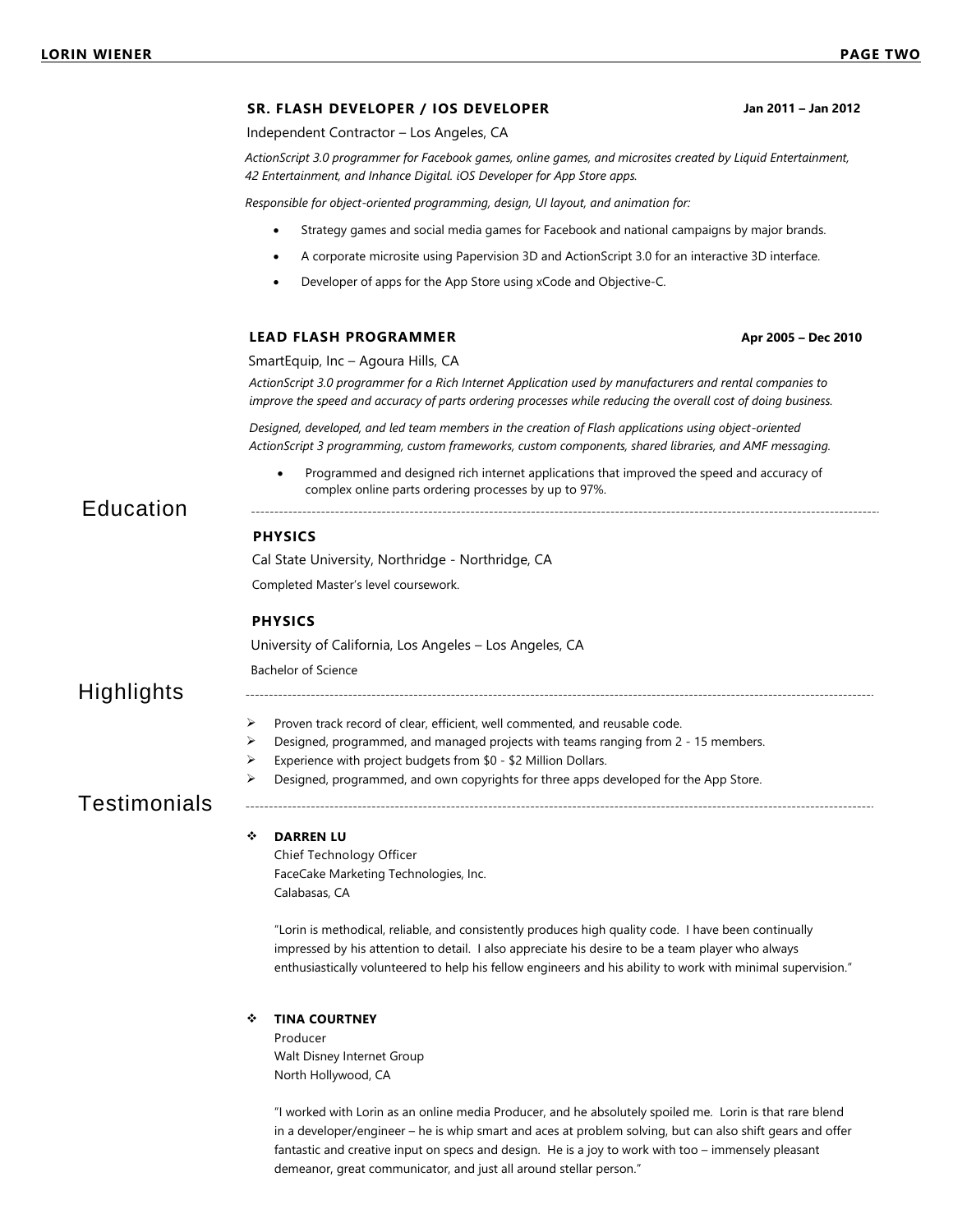### SR. FLASH DEVELOPER / IOS DEVELOPER — Jan 2011 – Jan 2012

Independent Contractor – Los Angeles, CA

*ActionScript 3.0 programmer for Facebook games, online games, and microsites created by Liquid Entertainment, 42 Entertainment, and Inhance Digital. iOS Developer for App Store apps.*

*Responsible for object-oriented programming, design, UI layout, and animation for:*

- Strategy games and social media games for Facebook and national campaigns by major brands.
- A corporate microsite using Papervision 3D and ActionScript 3.0 for an interactive 3D interface.
- Developer of apps for the App Store using xCode and Objective-C.

### LEAD FLASH PROGRAMMER — Apr 2005 – Dec 2010

SmartEquip, Inc – Agoura Hills, CA

*ActionScript 3.0 programmer for a Rich Internet Application used by manufacturers and rental companies to improve the speed and accuracy of parts ordering processes while reducing the overall cost of doing business.*

*Designed, developed, and led team members in the creation of Flash applications using object-oriented ActionScript 3 programming, custom frameworks, custom components, shared libraries, and AMF messaging.*

- Programmed and designed rich internet applications that improved the speed and accuracy of complex online parts ordering processes by up to 97%.

## Education

### PHYSICS

Cal State University, Northridge - Northridge, CA

Completed Master's level coursework.

### PHYSICS

University of California, Los Angeles – Los Angeles, CA

Bachelor of Science

## Highlights

- Proven track record of clear, efficient, well commented, and reusable code.
- Designed, programmed, and managed projects with teams ranging from 2 - 15 members.
- Experience with project budgets from $0 - $2 Million Dollars.
- Designed, programmed, and own copyrights for three apps developed for the App Store.

## Testimonials

- **DARREN LU**
  Chief Technology Officer
  FaceCake Marketing Technologies, Inc.
  Calabasas, CA

  "Lorin is methodical, reliable, and consistently produces high quality code. I have been continually impressed by his attention to detail. I also appreciate his desire to be a team player who always enthusiastically volunteered to help his fellow engineers and his ability to work with minimal supervision."

- **TINA COURTNEY**
  Producer
  Walt Disney Internet Group
  North Hollywood, CA

  "I worked with Lorin as an online media Producer, and he absolutely spoiled me. Lorin is that rare blend in a developer/engineer – he is whip smart and aces at problem solving, but can also shift gears and offer fantastic and creative input on specs and design. He is a joy to work with too – immensely pleasant demeanor, great communicator, and just all around stellar person."